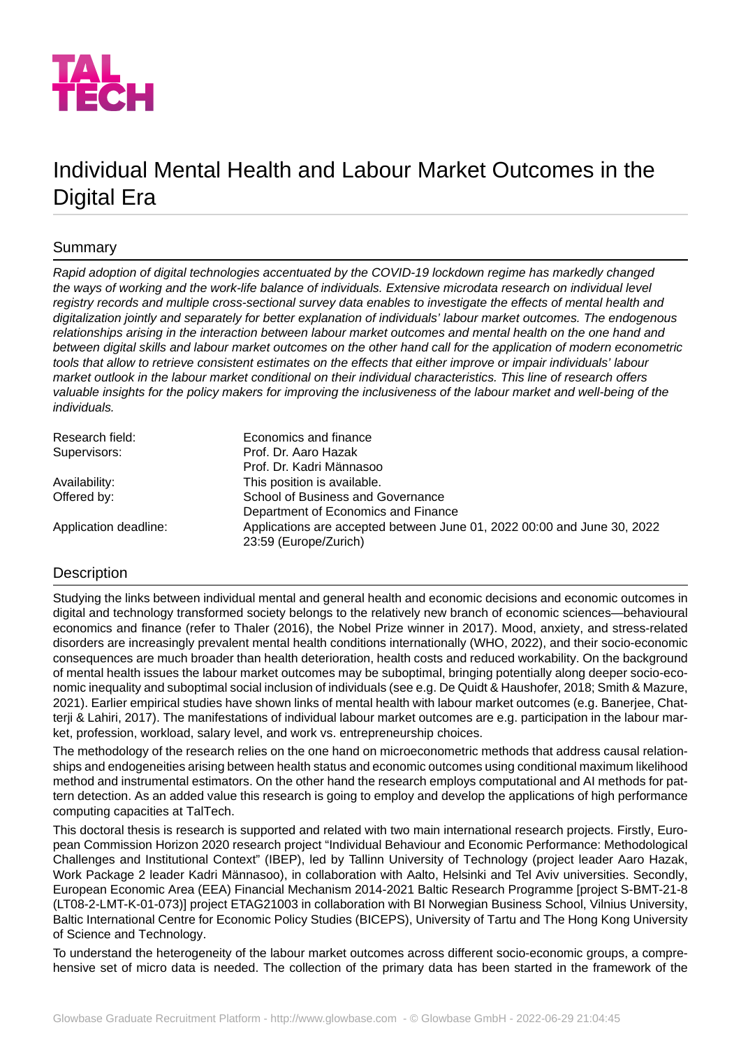TAL TECH

# Individual Mental Health and Labour Market Outcomes in the Digital Era

## Summary

*Rapid adoption of digital technologies accentuated by the COVID-19 lockdown regime has markedly changed the ways of working and the work-life balance of individuals. Extensive microdata research on individual level registry records and multiple cross-sectional survey data enables to investigate the effects of mental health and digitalization jointly and separately for better explanation of individuals' labour market outcomes. The endogenous relationships arising in the interaction between labour market outcomes and mental health on the one hand and between digital skills and labour market outcomes on the other hand call for the application of modern econometric tools that allow to retrieve consistent estimates on the effects that either improve or impair individuals' labour market outlook in the labour market conditional on their individual characteristics. This line of research offers valuable insights for the policy makers for improving the inclusiveness of the labour market and well-being of the individuals.*

| | |
|---|---|
| Research field: | Economics and finance |
| Supervisors: | Prof. Dr. Aaro Hazak<br>Prof. Dr. Kadri Männasoo |
| Availability: | This position is available. |
| Offered by: | School of Business and Governance<br>Department of Economics and Finance |
| Application deadline: | Applications are accepted between June 01, 2022 00:00 and June 30, 2022 23:59 (Europe/Zurich) |

## Description

Studying the links between individual mental and general health and economic decisions and economic outcomes in digital and technology transformed society belongs to the relatively new branch of economic sciences—behavioural economics and finance (refer to Thaler (2016), the Nobel Prize winner in 2017). Mood, anxiety, and stress-related disorders are increasingly prevalent mental health conditions internationally (WHO, 2022), and their socio-economic consequences are much broader than health deterioration, health costs and reduced workability. On the background of mental health issues the labour market outcomes may be suboptimal, bringing potentially along deeper socio-economic inequality and suboptimal social inclusion of individuals (see e.g. De Quidt & Haushofer, 2018; Smith & Mazure, 2021). Earlier empirical studies have shown links of mental health with labour market outcomes (e.g. Banerjee, Chatterji & Lahiri, 2017). The manifestations of individual labour market outcomes are e.g. participation in the labour market, profession, workload, salary level, and work vs. entrepreneurship choices.

The methodology of the research relies on the one hand on microeconometric methods that address causal relationships and endogeneities arising between health status and economic outcomes using conditional maximum likelihood method and instrumental estimators. On the other hand the research employs computational and AI methods for pattern detection. As an added value this research is going to employ and develop the applications of high performance computing capacities at TalTech.

This doctoral thesis is research is supported and related with two main international research projects. Firstly, European Commission Horizon 2020 research project "Individual Behaviour and Economic Performance: Methodological Challenges and Institutional Context" (IBEP), led by Tallinn University of Technology (project leader Aaro Hazak, Work Package 2 leader Kadri Männasoo), in collaboration with Aalto, Helsinki and Tel Aviv universities. Secondly, European Economic Area (EEA) Financial Mechanism 2014-2021 Baltic Research Programme [project S-BMT-21-8 (LT08-2-LMT-K-01-073)] project ETAG21003 in collaboration with BI Norwegian Business School, Vilnius University, Baltic International Centre for Economic Policy Studies (BICEPS), University of Tartu and The Hong Kong University of Science and Technology.

To understand the heterogeneity of the labour market outcomes across different socio-economic groups, a comprehensive set of micro data is needed. The collection of the primary data has been started in the framework of the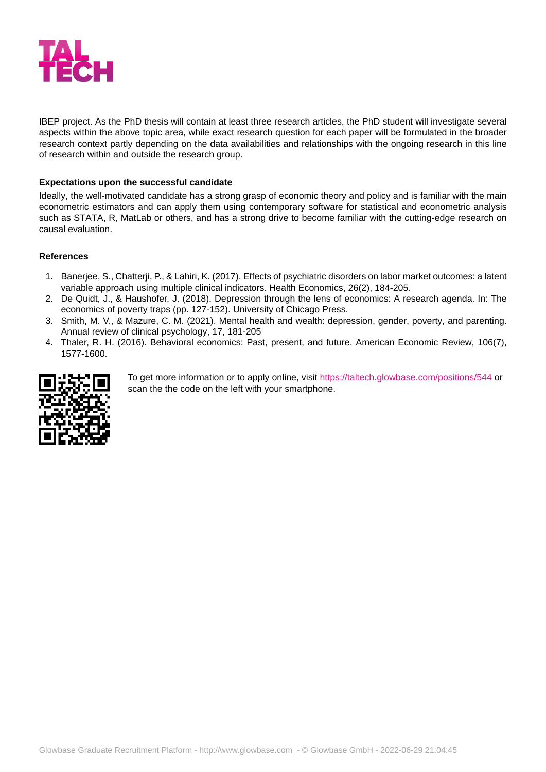IBEP project. As the PhD thesis will contain at least three research articles, the PhD student will investigate several aspects within the above topic area, while exact research question for each paper will be formulated in the broader research context partly depending on the data availabilities and relationships with the ongoing research in this line of research within and outside the research group.

### Expectations upon the successful candidate

Ideally, the well-motivated candidate has a strong grasp of economic theory and policy and is familiar with the main econometric estimators and can apply them using contemporary software for statistical and econometric analysis such as STATA, R, MatLab or others, and has a strong drive to become familiar with the cutting-edge research on causal evaluation.

### References

1. Banerjee, S., Chatterji, P., & Lahiri, K. (2017). Effects of psychiatric disorders on labor market outcomes: a latent variable approach using multiple clinical indicators. Health Economics, 26(2), 184-205.
2. De Quidt, J., & Haushofer, J. (2018). Depression through the lens of economics: A research agenda. In: The economics of poverty traps (pp. 127-152). University of Chicago Press.
3. Smith, M. V., & Mazure, C. M. (2021). Mental health and wealth: depression, gender, poverty, and parenting. Annual review of clinical psychology, 17, 181-205
4. Thaler, R. H. (2016). Behavioral economics: Past, present, and future. American Economic Review, 106(7), 1577-1600.

To get more information or to apply online, visit https://taltech.glowbase.com/positions/544 or scan the the code on the left with your smartphone.